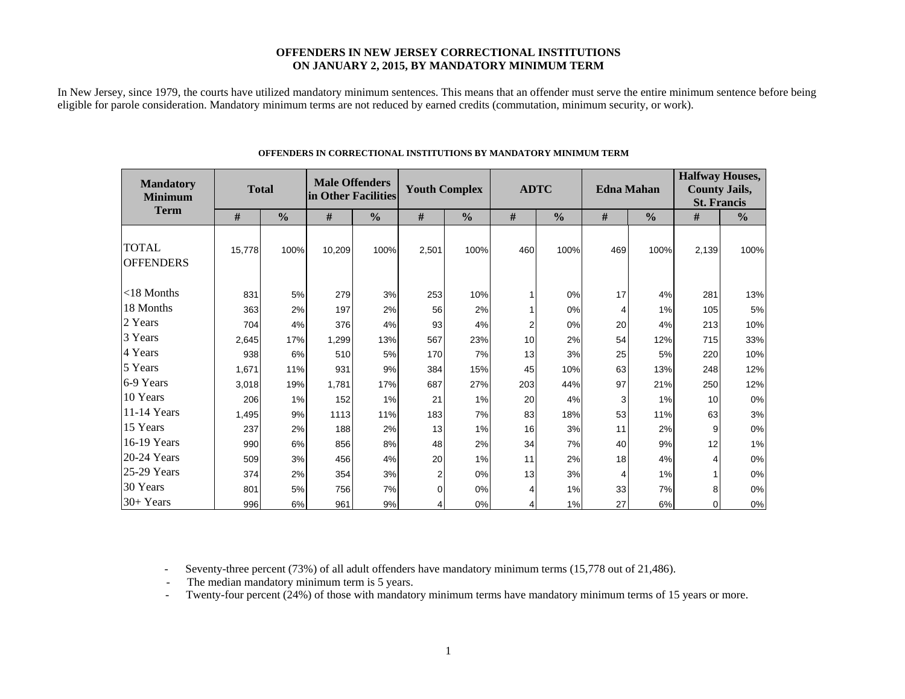# OFFENDERS IN NEW JERSEY CORRECTIONAL INSTITUTIONS ON JANUARY 2, 2015, BY MANDATORY MINIMUM TERM

In New Jersey, since 1979, the courts have utilized mandatory minimum sentences. This means that an offender must serve the entire minimum sentence before being eligible for parole consideration. Mandatory minimum terms are not reduced by earned credits (commutation, minimum security, or work).

**OFFENDERS IN CORRECTIONAL INSTITUTIONS BY MANDATORY MINIMUM TERM**

| Mandatory Minimum Term | Total | | Male Offenders in Other Facilities | | Youth Complex | | ADTC | | Edna Mahan | | Halfway Houses, County Jails, St. Francis | |
|---|---|---|---|---|---|---|---|---|---|---|---|---|
| | # | % | # | % | # | % | # | % | # | % | # | % |
| TOTAL OFFENDERS | 15,778 | 100% | 10,209 | 100% | 2,501 | 100% | 460 | 100% | 469 | 100% | 2,139 | 100% |
| <18 Months | 831 | 5% | 279 | 3% | 253 | 10% | 1 | 0% | 17 | 4% | 281 | 13% |
| 18 Months | 363 | 2% | 197 | 2% | 56 | 2% | 1 | 0% | 4 | 1% | 105 | 5% |
| 2 Years | 704 | 4% | 376 | 4% | 93 | 4% | 2 | 0% | 20 | 4% | 213 | 10% |
| 3 Years | 2,645 | 17% | 1,299 | 13% | 567 | 23% | 10 | 2% | 54 | 12% | 715 | 33% |
| 4 Years | 938 | 6% | 510 | 5% | 170 | 7% | 13 | 3% | 25 | 5% | 220 | 10% |
| 5 Years | 1,671 | 11% | 931 | 9% | 384 | 15% | 45 | 10% | 63 | 13% | 248 | 12% |
| 6-9 Years | 3,018 | 19% | 1,781 | 17% | 687 | 27% | 203 | 44% | 97 | 21% | 250 | 12% |
| 10 Years | 206 | 1% | 152 | 1% | 21 | 1% | 20 | 4% | 3 | 1% | 10 | 0% |
| 11-14 Years | 1,495 | 9% | 1113 | 11% | 183 | 7% | 83 | 18% | 53 | 11% | 63 | 3% |
| 15 Years | 237 | 2% | 188 | 2% | 13 | 1% | 16 | 3% | 11 | 2% | 9 | 0% |
| 16-19 Years | 990 | 6% | 856 | 8% | 48 | 2% | 34 | 7% | 40 | 9% | 12 | 1% |
| 20-24 Years | 509 | 3% | 456 | 4% | 20 | 1% | 11 | 2% | 18 | 4% | 4 | 0% |
| 25-29 Years | 374 | 2% | 354 | 3% | 2 | 0% | 13 | 3% | 4 | 1% | 1 | 0% |
| 30 Years | 801 | 5% | 756 | 7% | 0 | 0% | 4 | 1% | 33 | 7% | 8 | 0% |
| 30+ Years | 996 | 6% | 961 | 9% | 4 | 0% | 4 | 1% | 27 | 6% | 0 | 0% |

- Seventy-three percent (73%) of all adult offenders have mandatory minimum terms (15,778 out of 21,486).
- The median mandatory minimum term is 5 years.
- Twenty-four percent (24%) of those with mandatory minimum terms have mandatory minimum terms of 15 years or more.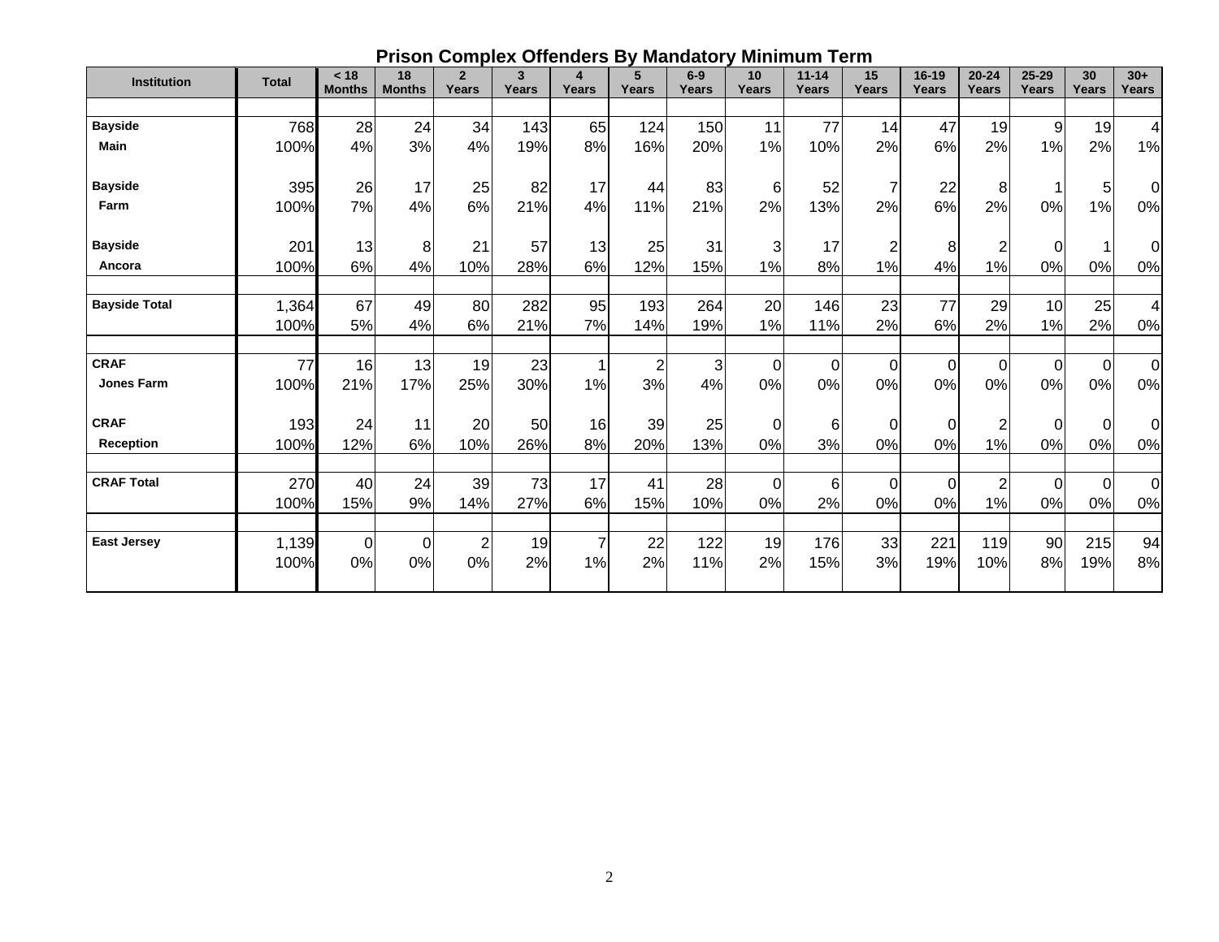# Prison Complex Offenders By Mandatory Minimum Term

| Institution | Total | < 18 Months | 18 Months | 2 Years | 3 Years | 4 Years | 5 Years | 6-9 Years | 10 Years | 11-14 Years | 15 Years | 16-19 Years | 20-24 Years | 25-29 Years | 30 Years | 30+ Years |
|---|---|---|---|---|---|---|---|---|---|---|---|---|---|---|---|---|
| **Bayside** | 768 | 28 | 24 | 34 | 143 | 65 | 124 | 150 | 11 | 77 | 14 | 47 | 19 | 9 | 19 | 4 |
| **Main** | 100% | 4% | 3% | 4% | 19% | 8% | 16% | 20% | 1% | 10% | 2% | 6% | 2% | 1% | 2% | 1% |
| **Bayside** | 395 | 26 | 17 | 25 | 82 | 17 | 44 | 83 | 6 | 52 | 7 | 22 | 8 | 1 | 5 | 0 |
| **Farm** | 100% | 7% | 4% | 6% | 21% | 4% | 11% | 21% | 2% | 13% | 2% | 6% | 2% | 0% | 1% | 0% |
| **Bayside** | 201 | 13 | 8 | 21 | 57 | 13 | 25 | 31 | 3 | 17 | 2 | 8 | 2 | 0 | 1 | 0 |
| **Ancora** | 100% | 6% | 4% | 10% | 28% | 6% | 12% | 15% | 1% | 8% | 1% | 4% | 1% | 0% | 0% | 0% |
| **Bayside Total** | 1,364 | 67 | 49 | 80 | 282 | 95 | 193 | 264 | 20 | 146 | 23 | 77 | 29 | 10 | 25 | 4 |
| | 100% | 5% | 4% | 6% | 21% | 7% | 14% | 19% | 1% | 11% | 2% | 6% | 2% | 1% | 2% | 0% |
| **CRAF** | 77 | 16 | 13 | 19 | 23 | 1 | 2 | 3 | 0 | 0 | 0 | 0 | 0 | 0 | 0 | 0 |
| **Jones Farm** | 100% | 21% | 17% | 25% | 30% | 1% | 3% | 4% | 0% | 0% | 0% | 0% | 0% | 0% | 0% | 0% |
| **CRAF** | 193 | 24 | 11 | 20 | 50 | 16 | 39 | 25 | 0 | 6 | 0 | 0 | 2 | 0 | 0 | 0 |
| **Reception** | 100% | 12% | 6% | 10% | 26% | 8% | 20% | 13% | 0% | 3% | 0% | 0% | 1% | 0% | 0% | 0% |
| **CRAF Total** | 270 | 40 | 24 | 39 | 73 | 17 | 41 | 28 | 0 | 6 | 0 | 0 | 2 | 0 | 0 | 0 |
| | 100% | 15% | 9% | 14% | 27% | 6% | 15% | 10% | 0% | 2% | 0% | 0% | 1% | 0% | 0% | 0% |
| **East Jersey** | 1,139 | 0 | 0 | 2 | 19 | 7 | 22 | 122 | 19 | 176 | 33 | 221 | 119 | 90 | 215 | 94 |
| | 100% | 0% | 0% | 0% | 2% | 1% | 2% | 11% | 2% | 15% | 3% | 19% | 10% | 8% | 19% | 8% |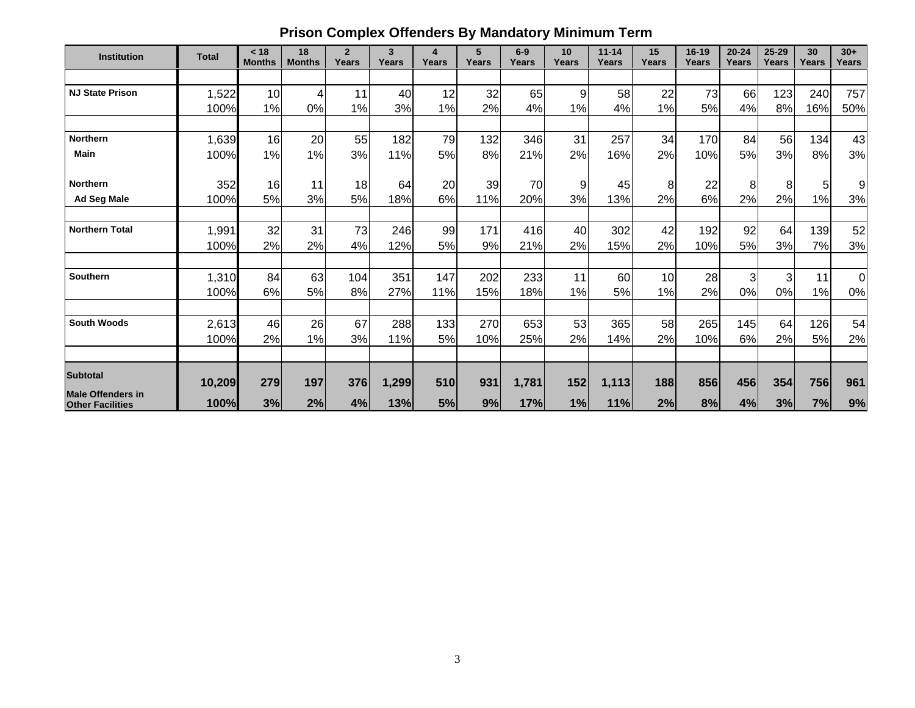## Prison Complex Offenders By Mandatory Minimum Term

| Institution | Total | < 18 Months | 18 Months | 2 Years | 3 Years | 4 Years | 5 Years | 6-9 Years | 10 Years | 11-14 Years | 15 Years | 16-19 Years | 20-24 Years | 25-29 Years | 30 Years | 30+ Years |
|---|---|---|---|---|---|---|---|---|---|---|---|---|---|---|---|---|
| NJ State Prison | 1,522 | 10 | 4 | 11 | 40 | 12 | 32 | 65 | 9 | 58 | 22 | 73 | 66 | 123 | 240 | 757 |
| | 100% | 1% | 0% | 1% | 3% | 1% | 2% | 4% | 1% | 4% | 1% | 5% | 4% | 8% | 16% | 50% |
| Northern Main | 1,639 | 16 | 20 | 55 | 182 | 79 | 132 | 346 | 31 | 257 | 34 | 170 | 84 | 56 | 134 | 43 |
| | 100% | 1% | 1% | 3% | 11% | 5% | 8% | 21% | 2% | 16% | 2% | 10% | 5% | 3% | 8% | 3% |
| Northern Ad Seg Male | 352 | 16 | 11 | 18 | 64 | 20 | 39 | 70 | 9 | 45 | 8 | 22 | 8 | 8 | 5 | 9 |
| | 100% | 5% | 3% | 5% | 18% | 6% | 11% | 20% | 3% | 13% | 2% | 6% | 2% | 2% | 1% | 3% |
| Northern Total | 1,991 | 32 | 31 | 73 | 246 | 99 | 171 | 416 | 40 | 302 | 42 | 192 | 92 | 64 | 139 | 52 |
| | 100% | 2% | 2% | 4% | 12% | 5% | 9% | 21% | 2% | 15% | 2% | 10% | 5% | 3% | 7% | 3% |
| Southern | 1,310 | 84 | 63 | 104 | 351 | 147 | 202 | 233 | 11 | 60 | 10 | 28 | 3 | 3 | 11 | 0 |
| | 100% | 6% | 5% | 8% | 27% | 11% | 15% | 18% | 1% | 5% | 1% | 2% | 0% | 0% | 1% | 0% |
| South Woods | 2,613 | 46 | 26 | 67 | 288 | 133 | 270 | 653 | 53 | 365 | 58 | 265 | 145 | 64 | 126 | 54 |
| | 100% | 2% | 1% | 3% | 11% | 5% | 10% | 25% | 2% | 14% | 2% | 10% | 6% | 2% | 5% | 2% |
| **Subtotal Male Offenders in Other Facilities** | **10,209** | **279** | **197** | **376** | **1,299** | **510** | **931** | **1,781** | **152** | **1,113** | **188** | **856** | **456** | **354** | **756** | **961** |
| | **100%** | **3%** | **2%** | **4%** | **13%** | **5%** | **9%** | **17%** | **1%** | **11%** | **2%** | **8%** | **4%** | **3%** | **7%** | **9%** |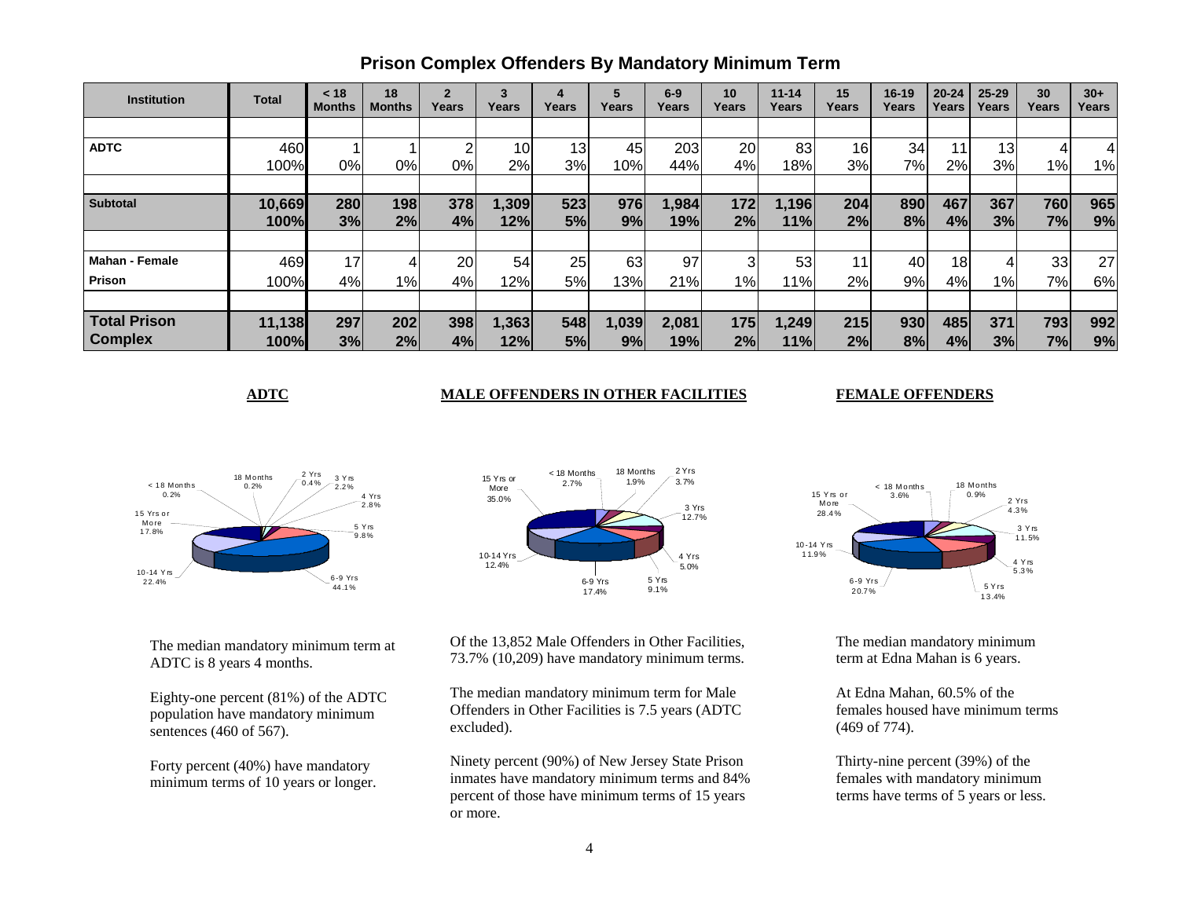# Prison Complex Offenders By Mandatory Minimum Term

| Institution | Total | < 18 Months | 18 Months | 2 Years | 3 Years | 4 Years | 5 Years | 6-9 Years | 10 Years | 11-14 Years | 15 Years | 16-19 Years | 20-24 Years | 25-29 Years | 30 Years | 30+ Years |
|---|---|---|---|---|---|---|---|---|---|---|---|---|---|---|---|---|
| **ADTC** | 460 | 1 | 1 | 2 | 10 | 13 | 45 | 203 | 20 | 83 | 16 | 34 | 11 | 13 | 4 | 4 |
| | 100% | 0% | 0% | 0% | 2% | 3% | 10% | 44% | 4% | 18% | 3% | 7% | 2% | 3% | 1% | 1% |
| **Subtotal** | **10,669** | **280** | **198** | **378** | **1,309** | **523** | **976** | **1,984** | **172** | **1,196** | **204** | **890** | **467** | **367** | **760** | **965** |
| | **100%** | **3%** | **2%** | **4%** | **12%** | **5%** | **9%** | **19%** | **2%** | **11%** | **2%** | **8%** | **4%** | **3%** | **7%** | **9%** |
| **Mahan - Female Prison** | 469 | 17 | 4 | 20 | 54 | 25 | 63 | 97 | 3 | 53 | 11 | 40 | 18 | 4 | 33 | 27 |
| | 100% | 4% | 1% | 4% | 12% | 5% | 13% | 21% | 1% | 11% | 2% | 9% | 4% | 1% | 7% | 6% |
| **Total Prison Complex** | **11,138** | **297** | **202** | **398** | **1,363** | **548** | **1,039** | **2,081** | **175** | **1,249** | **215** | **930** | **485** | **371** | **793** | **992** |
| | **100%** | **3%** | **2%** | **4%** | **12%** | **5%** | **9%** | **19%** | **2%** | **11%** | **2%** | **8%** | **4%** | **3%** | **7%** | **9%** |

## ADTC

< 18 Months 0.2%; 18 Months 0.2%; 2 Yrs 0.4%; 3 Yrs 2.2%; 4 Yrs 2.8%; 5 Yrs 9.8%; 6-9 Yrs 44.1%; 10-14 Yrs 22.4%; 15 Yrs or More 17.8%

The median mandatory minimum term at ADTC is 8 years 4 months.

Eighty-one percent (81%) of the ADTC population have mandatory minimum sentences (460 of 567).

Forty percent (40%) have mandatory minimum terms of 10 years or longer.

## MALE OFFENDERS IN OTHER FACILITIES

< 18 Months 2.7%; 18 Months 1.9%; 2 Yrs 3.7%; 3 Yrs 12.7%; 4 Yrs 5.0%; 5 Yrs 9.1%; 6-9 Yrs 17.4%; 10-14 Yrs 12.4%; 15 Yrs or More 35.0%

Of the 13,852 Male Offenders in Other Facilities, 73.7% (10,209) have mandatory minimum terms.

The median mandatory minimum term for Male Offenders in Other Facilities is 7.5 years (ADTC excluded).

Ninety percent (90%) of New Jersey State Prison inmates have mandatory minimum terms and 84% percent of those have minimum terms of 15 years or more.

## FEMALE OFFENDERS

< 18 Months 3.6%; 18 Months 0.9%; 2 Yrs 4.3%; 3 Yrs 11.5%; 4 Yrs 5.3%; 5 Yrs 13.4%; 6-9 Yrs 20.7%; 10-14 Yrs 11.9%; 15 Yrs or More 28.4%

The median mandatory minimum term at Edna Mahan is 6 years.

At Edna Mahan, 60.5% of the females housed have minimum terms (469 of 774).

Thirty-nine percent (39%) of the females with mandatory minimum terms have terms of 5 years or less.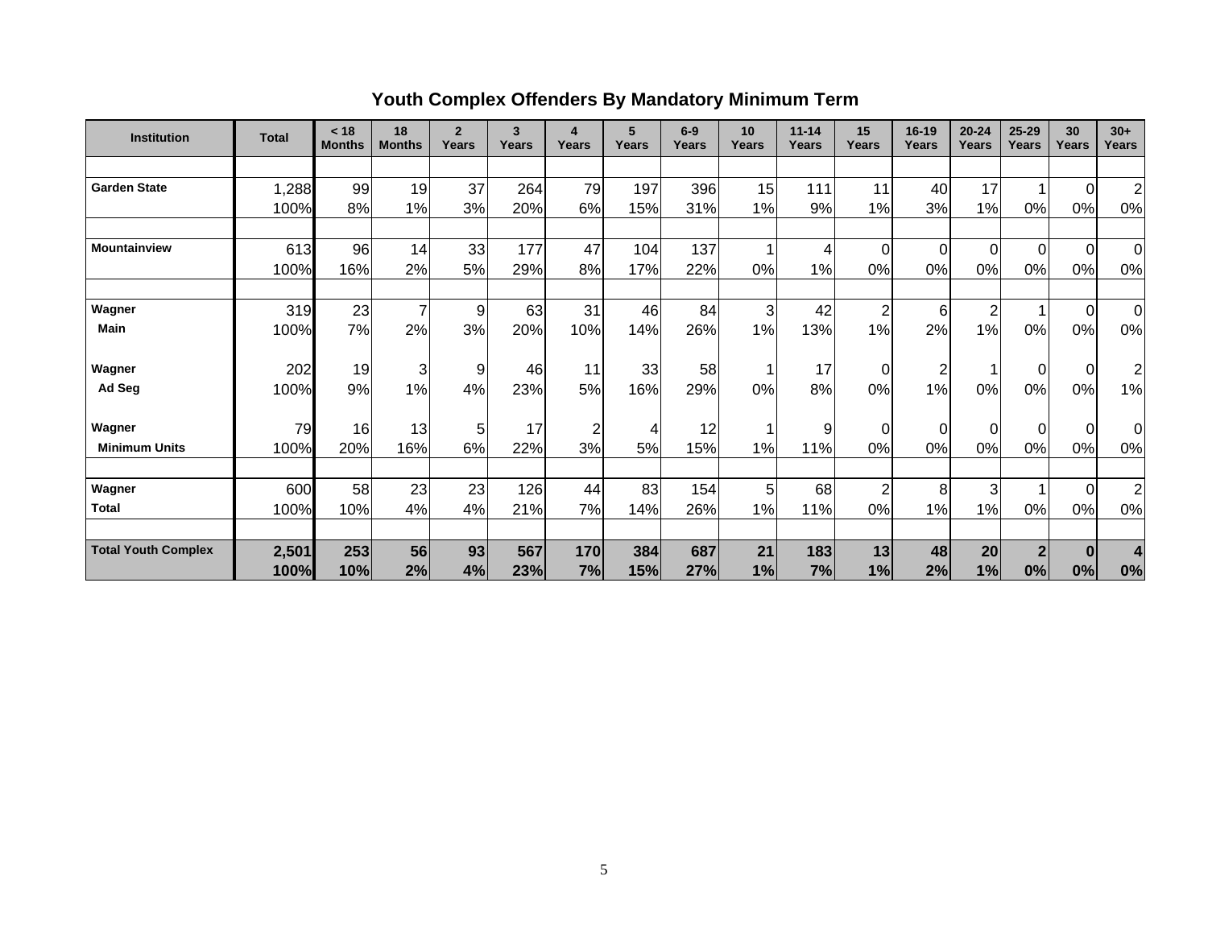## Youth Complex Offenders By Mandatory Minimum Term

| Institution | Total | < 18 Months | 18 Months | 2 Years | 3 Years | 4 Years | 5 Years | 6-9 Years | 10 Years | 11-14 Years | 15 Years | 16-19 Years | 20-24 Years | 25-29 Years | 30 Years | 30+ Years |
|---|---|---|---|---|---|---|---|---|---|---|---|---|---|---|---|---|
| Garden State | 1,288 | 99 | 19 | 37 | 264 | 79 | 197 | 396 | 15 | 111 | 11 | 40 | 17 | 1 | 0 | 2 |
| | 100% | 8% | 1% | 3% | 20% | 6% | 15% | 31% | 1% | 9% | 1% | 3% | 1% | 0% | 0% | 0% |
| Mountainview | 613 | 96 | 14 | 33 | 177 | 47 | 104 | 137 | 1 | 4 | 0 | 0 | 0 | 0 | 0 | 0 |
| | 100% | 16% | 2% | 5% | 29% | 8% | 17% | 22% | 0% | 1% | 0% | 0% | 0% | 0% | 0% | 0% |
| Wagner Main | 319 | 23 | 7 | 9 | 63 | 31 | 46 | 84 | 3 | 42 | 2 | 6 | 2 | 1 | 0 | 0 |
| | 100% | 7% | 2% | 3% | 20% | 10% | 14% | 26% | 1% | 13% | 1% | 2% | 1% | 0% | 0% | 0% |
| Wagner Ad Seg | 202 | 19 | 3 | 9 | 46 | 11 | 33 | 58 | 1 | 17 | 0 | 2 | 1 | 0 | 0 | 2 |
| | 100% | 9% | 1% | 4% | 23% | 5% | 16% | 29% | 0% | 8% | 0% | 1% | 0% | 0% | 0% | 1% |
| Wagner Minimum Units | 79 | 16 | 13 | 5 | 17 | 2 | 4 | 12 | 1 | 9 | 0 | 0 | 0 | 0 | 0 | 0 |
| | 100% | 20% | 16% | 6% | 22% | 3% | 5% | 15% | 1% | 11% | 0% | 0% | 0% | 0% | 0% | 0% |
| Wagner Total | 600 | 58 | 23 | 23 | 126 | 44 | 83 | 154 | 5 | 68 | 2 | 8 | 3 | 1 | 0 | 2 |
| | 100% | 10% | 4% | 4% | 21% | 7% | 14% | 26% | 1% | 11% | 0% | 1% | 1% | 0% | 0% | 0% |
| **Total Youth Complex** | **2,501** | **253** | **56** | **93** | **567** | **170** | **384** | **687** | **21** | **183** | **13** | **48** | **20** | **2** | **0** | **4** |
| | **100%** | **10%** | **2%** | **4%** | **23%** | **7%** | **15%** | **27%** | **1%** | **7%** | **1%** | **2%** | **1%** | **0%** | **0%** | **0%** |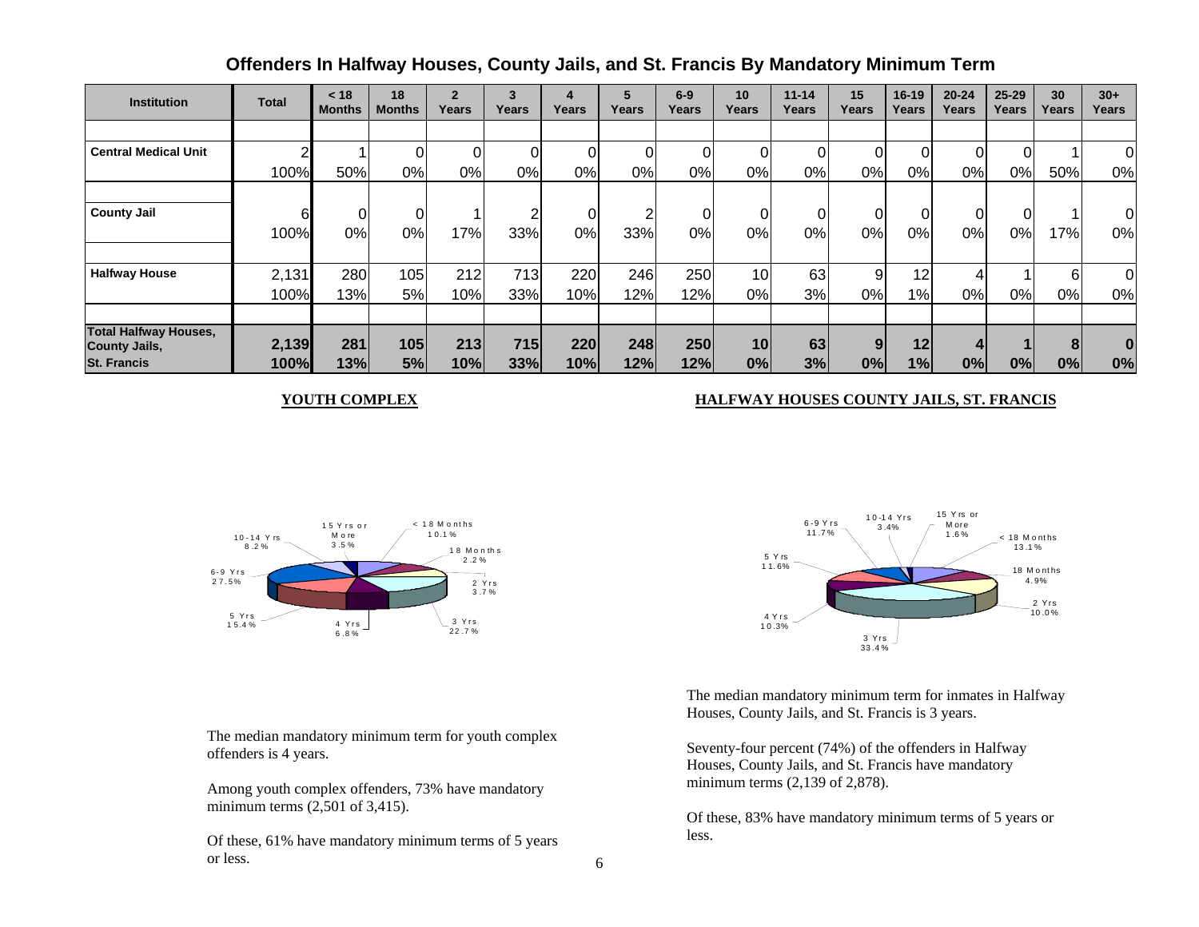# Offenders In Halfway Houses, County Jails, and St. Francis By Mandatory Minimum Term

| Institution | Total | < 18 Months | 18 Months | 2 Years | 3 Years | 4 Years | 5 Years | 6-9 Years | 10 Years | 11-14 Years | 15 Years | 16-19 Years | 20-24 Years | 25-29 Years | 30 Years | 30+ Years |
|---|---|---|---|---|---|---|---|---|---|---|---|---|---|---|---|---|
| **Central Medical Unit** | 2 | 1 | 0 | 0 | 0 | 0 | 0 | 0 | 0 | 0 | 0 | 0 | 0 | 0 | 1 | 0 |
| | 100% | 50% | 0% | 0% | 0% | 0% | 0% | 0% | 0% | 0% | 0% | 0% | 0% | 0% | 50% | 0% |
| **County Jail** | 6 | 0 | 0 | 1 | 2 | 0 | 2 | 0 | 0 | 0 | 0 | 0 | 0 | 0 | 1 | 0 |
| | 100% | 0% | 0% | 17% | 33% | 0% | 33% | 0% | 0% | 0% | 0% | 0% | 0% | 0% | 17% | 0% |
| **Halfway House** | 2,131 | 280 | 105 | 212 | 713 | 220 | 246 | 250 | 10 | 63 | 9 | 12 | 4 | 1 | 6 | 0 |
| | 100% | 13% | 5% | 10% | 33% | 10% | 12% | 12% | 0% | 3% | 0% | 1% | 0% | 0% | 0% | 0% |
| **Total Halfway Houses, County Jails, St. Francis** | **2,139** | **281** | **105** | **213** | **715** | **220** | **248** | **250** | **10** | **63** | **9** | **12** | **4** | **1** | **8** | **0** |
| | **100%** | **13%** | **5%** | **10%** | **33%** | **10%** | **12%** | **12%** | **0%** | **3%** | **0%** | **1%** | **0%** | **0%** | **0%** | **0%** |

**YOUTH COMPLEX**

< 18 Months 10.1%
18 Months 2.2%
2 Yrs 3.7%
3 Yrs 22.7%
4 Yrs 6.8%
5 Yrs 15.4%
6-9 Yrs 27.5%
10-14 Yrs 8.2%
15 Yrs or More 3.5%

The median mandatory minimum term for youth complex offenders is 4 years.

Among youth complex offenders, 73% have mandatory minimum terms (2,501 of 3,415).

Of these, 61% have mandatory minimum terms of 5 years or less.

**HALFWAY HOUSES COUNTY JAILS, ST. FRANCIS**

< 18 Months 13.1%
18 Months 4.9%
2 Yrs 10.0%
3 Yrs 33.4%
4 Yrs 10.3%
5 Yrs 11.6%
6-9 Yrs 11.7%
10-14 Yrs 3.4%
15 Yrs or More 1.6%

The median mandatory minimum term for inmates in Halfway Houses, County Jails, and St. Francis is 3 years.

Seventy-four percent (74%) of the offenders in Halfway Houses, County Jails, and St. Francis have mandatory minimum terms (2,139 of 2,878).

Of these, 83% have mandatory minimum terms of 5 years or less.